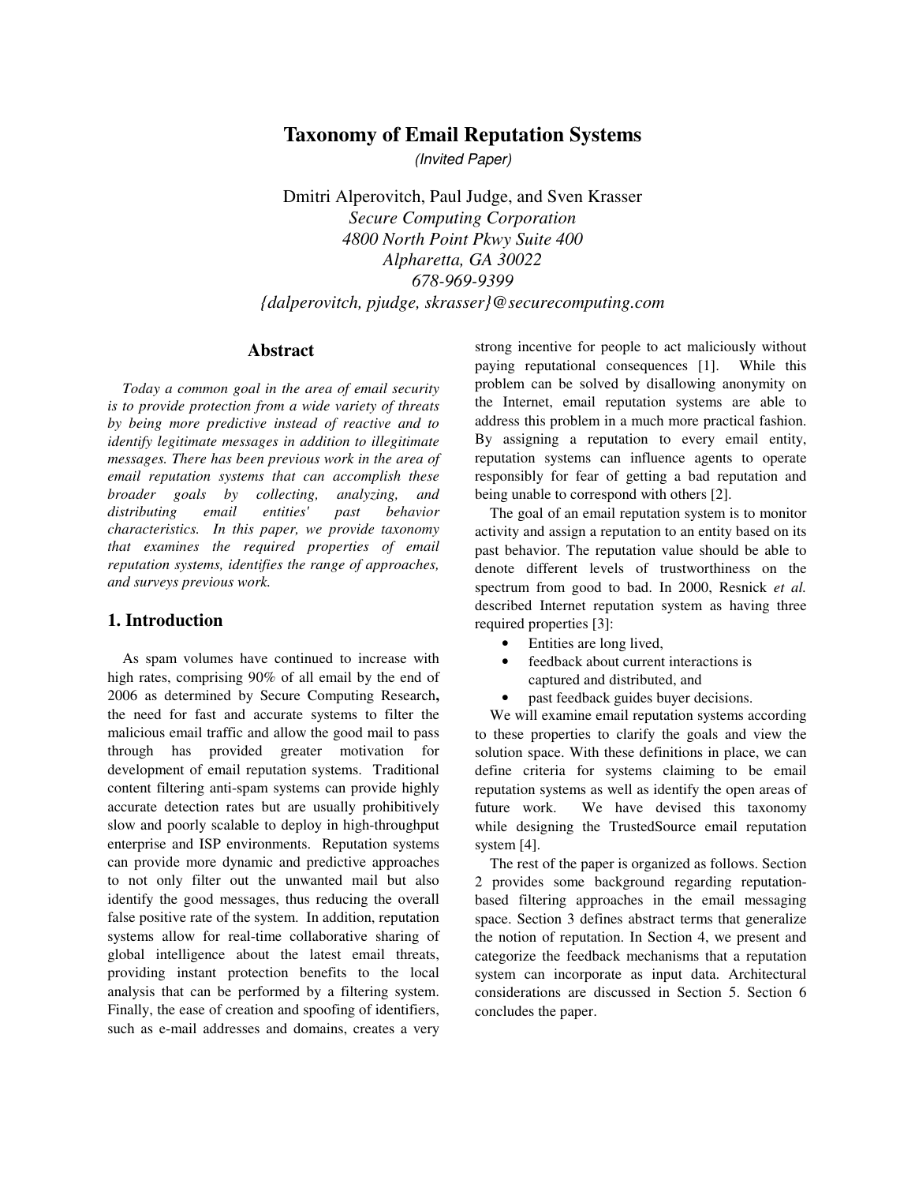// Taxonomy of Email Reputation Systems

*(Invited Paper)*

Dmitri Alperovitch, Paul Judge, and Sven Krasser

*Secure Computing Corporation*
*4800 North Point Pkwy Suite 400*
*Alpharetta, GA 30022*
*678-969-9399*
*{dalperovitch, pjudge, skrasser}@securecomputing.com*

## Abstract

*Today a common goal in the area of email security is to provide protection from a wide variety of threats by being more predictive instead of reactive and to identify legitimate messages in addition to illegitimate messages. There has been previous work in the area of email reputation systems that can accomplish these broader goals by collecting, analyzing, and distributing email entities' past behavior characteristics. In this paper, we provide taxonomy that examines the required properties of email reputation systems, identifies the range of approaches, and surveys previous work.*

## 1. Introduction

As spam volumes have continued to increase with high rates, comprising 90% of all email by the end of 2006 as determined by Secure Computing Research**,** the need for fast and accurate systems to filter the malicious email traffic and allow the good mail to pass through has provided greater motivation for development of email reputation systems. Traditional content filtering anti-spam systems can provide highly accurate detection rates but are usually prohibitively slow and poorly scalable to deploy in high-throughput enterprise and ISP environments. Reputation systems can provide more dynamic and predictive approaches to not only filter out the unwanted mail but also identify the good messages, thus reducing the overall false positive rate of the system. In addition, reputation systems allow for real-time collaborative sharing of global intelligence about the latest email threats, providing instant protection benefits to the local analysis that can be performed by a filtering system. Finally, the ease of creation and spoofing of identifiers, such as e-mail addresses and domains, creates a very strong incentive for people to act maliciously without paying reputational consequences [1]. While this problem can be solved by disallowing anonymity on the Internet, email reputation systems are able to address this problem in a much more practical fashion. By assigning a reputation to every email entity, reputation systems can influence agents to operate responsibly for fear of getting a bad reputation and being unable to correspond with others [2].

The goal of an email reputation system is to monitor activity and assign a reputation to an entity based on its past behavior. The reputation value should be able to denote different levels of trustworthiness on the spectrum from good to bad. In 2000, Resnick *et al.* described Internet reputation system as having three required properties [3]:

- Entities are long lived,
- feedback about current interactions is captured and distributed, and
- past feedback guides buyer decisions.

We will examine email reputation systems according to these properties to clarify the goals and view the solution space. With these definitions in place, we can define criteria for systems claiming to be email reputation systems as well as identify the open areas of future work. We have devised this taxonomy while designing the TrustedSource email reputation system [4].

The rest of the paper is organized as follows. Section 2 provides some background regarding reputation-based filtering approaches in the email messaging space. Section 3 defines abstract terms that generalize the notion of reputation. In Section 4, we present and categorize the feedback mechanisms that a reputation system can incorporate as input data. Architectural considerations are discussed in Section 5. Section 6 concludes the paper.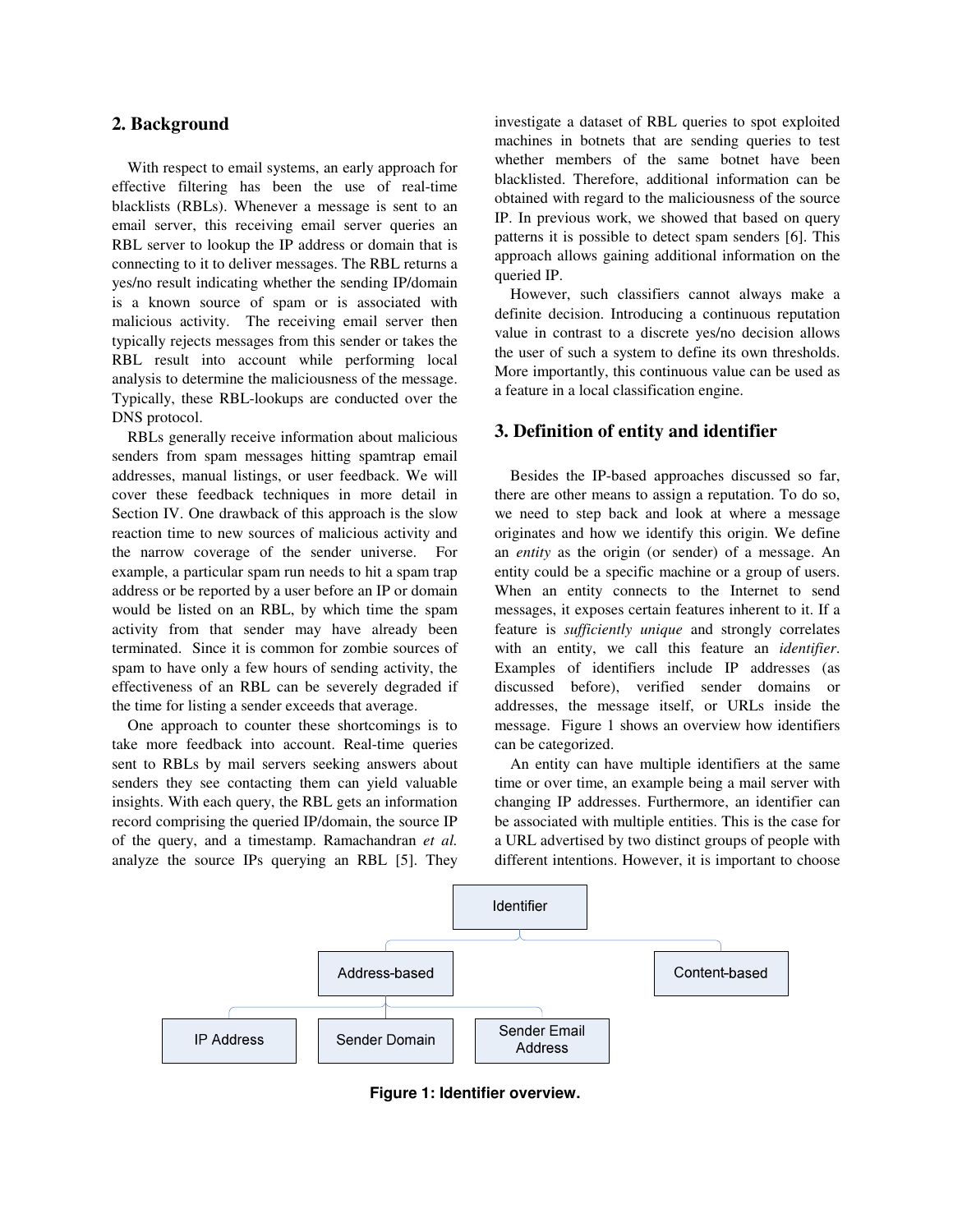## 2. Background

With respect to email systems, an early approach for effective filtering has been the use of real-time blacklists (RBLs). Whenever a message is sent to an email server, this receiving email server queries an RBL server to lookup the IP address or domain that is connecting to it to deliver messages. The RBL returns a yes/no result indicating whether the sending IP/domain is a known source of spam or is associated with malicious activity. The receiving email server then typically rejects messages from this sender or takes the RBL result into account while performing local analysis to determine the maliciousness of the message. Typically, these RBL-lookups are conducted over the DNS protocol.

RBLs generally receive information about malicious senders from spam messages hitting spamtrap email addresses, manual listings, or user feedback. We will cover these feedback techniques in more detail in Section IV. One drawback of this approach is the slow reaction time to new sources of malicious activity and the narrow coverage of the sender universe. For example, a particular spam run needs to hit a spam trap address or be reported by a user before an IP or domain would be listed on an RBL, by which time the spam activity from that sender may have already been terminated. Since it is common for zombie sources of spam to have only a few hours of sending activity, the effectiveness of an RBL can be severely degraded if the time for listing a sender exceeds that average.

One approach to counter these shortcomings is to take more feedback into account. Real-time queries sent to RBLs by mail servers seeking answers about senders they see contacting them can yield valuable insights. With each query, the RBL gets an information record comprising the queried IP/domain, the source IP of the query, and a timestamp. Ramachandran *et al.* analyze the source IPs querying an RBL [5]. They investigate a dataset of RBL queries to spot exploited machines in botnets that are sending queries to test whether members of the same botnet have been blacklisted. Therefore, additional information can be obtained with regard to the maliciousness of the source IP. In previous work, we showed that based on query patterns it is possible to detect spam senders [6]. This approach allows gaining additional information on the queried IP.

However, such classifiers cannot always make a definite decision. Introducing a continuous reputation value in contrast to a discrete yes/no decision allows the user of such a system to define its own thresholds. More importantly, this continuous value can be used as a feature in a local classification engine.

## 3. Definition of entity and identifier

Besides the IP-based approaches discussed so far, there are other means to assign a reputation. To do so, we need to step back and look at where a message originates and how we identify this origin. We define an *entity* as the origin (or sender) of a message. An entity could be a specific machine or a group of users. When an entity connects to the Internet to send messages, it exposes certain features inherent to it. If a feature is *sufficiently unique* and strongly correlates with an entity, we call this feature an *identifier*. Examples of identifiers include IP addresses (as discussed before), verified sender domains or addresses, the message itself, or URLs inside the message. Figure 1 shows an overview how identifiers can be categorized.

An entity can have multiple identifiers at the same time or over time, an example being a mail server with changing IP addresses. Furthermore, an identifier can be associated with multiple entities. This is the case for a URL advertised by two distinct groups of people with different intentions. However, it is important to choose

- Identifier
  - Address-based
    - IP Address
    - Sender Domain
    - Sender Email Address
  - Content-based

**Figure 1: Identifier overview.**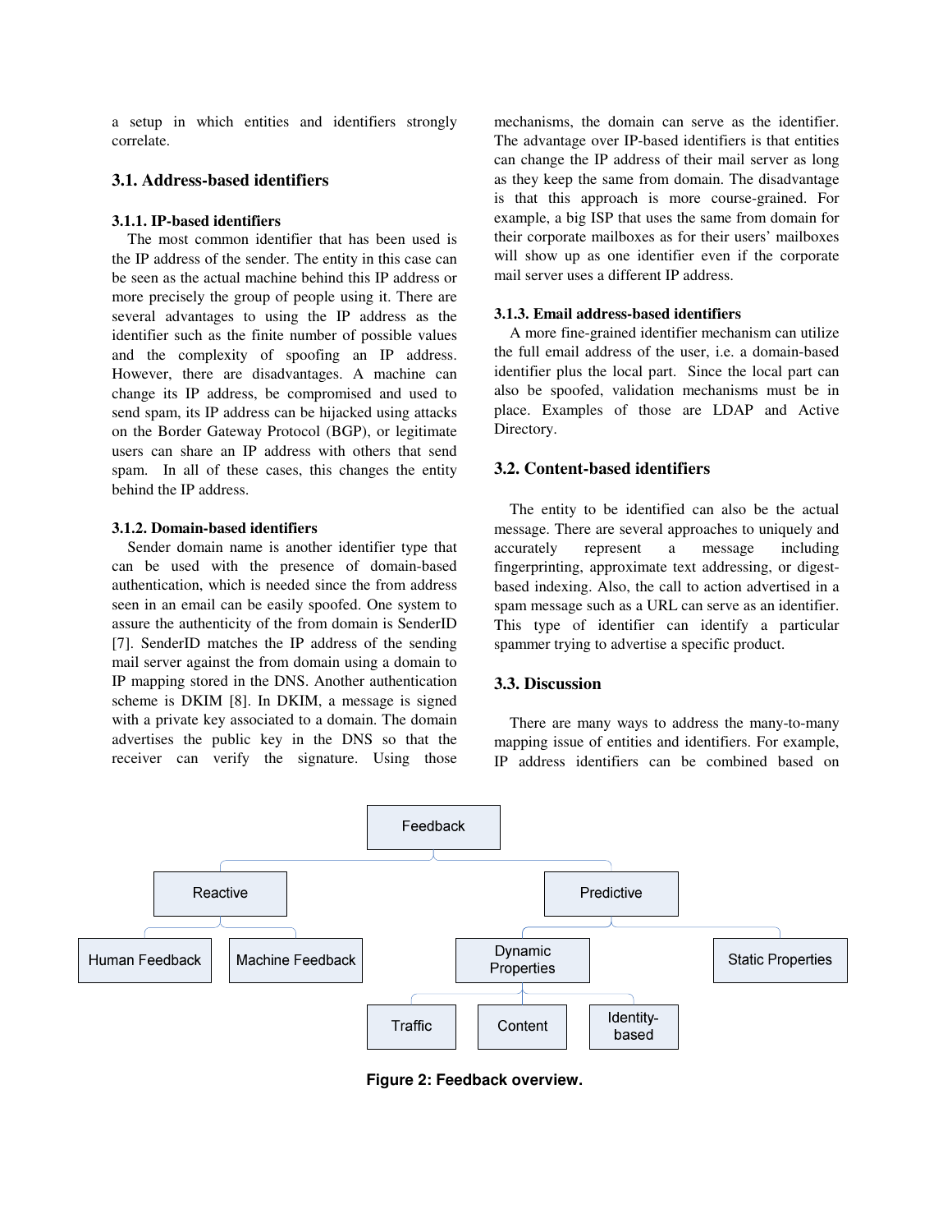a setup in which entities and identifiers strongly correlate.

## 3.1. Address-based identifiers

### 3.1.1. IP-based identifiers

The most common identifier that has been used is the IP address of the sender. The entity in this case can be seen as the actual machine behind this IP address or more precisely the group of people using it. There are several advantages to using the IP address as the identifier such as the finite number of possible values and the complexity of spoofing an IP address. However, there are disadvantages. A machine can change its IP address, be compromised and used to send spam, its IP address can be hijacked using attacks on the Border Gateway Protocol (BGP), or legitimate users can share an IP address with others that send spam. In all of these cases, this changes the entity behind the IP address.

### 3.1.2. Domain-based identifiers

Sender domain name is another identifier type that can be used with the presence of domain-based authentication, which is needed since the from address seen in an email can be easily spoofed. One system to assure the authenticity of the from domain is SenderID [7]. SenderID matches the IP address of the sending mail server against the from domain using a domain to IP mapping stored in the DNS. Another authentication scheme is DKIM [8]. In DKIM, a message is signed with a private key associated to a domain. The domain advertises the public key in the DNS so that the receiver can verify the signature. Using those mechanisms, the domain can serve as the identifier. The advantage over IP-based identifiers is that entities can change the IP address of their mail server as long as they keep the same from domain. The disadvantage is that this approach is more course-grained. For example, a big ISP that uses the same from domain for their corporate mailboxes as for their users' mailboxes will show up as one identifier even if the corporate mail server uses a different IP address.

### 3.1.3. Email address-based identifiers

A more fine-grained identifier mechanism can utilize the full email address of the user, i.e. a domain-based identifier plus the local part. Since the local part can also be spoofed, validation mechanisms must be in place. Examples of those are LDAP and Active Directory.

## 3.2. Content-based identifiers

The entity to be identified can also be the actual message. There are several approaches to uniquely and accurately represent a message including fingerprinting, approximate text addressing, or digest-based indexing. Also, the call to action advertised in a spam message such as a URL can serve as an identifier. This type of identifier can identify a particular spammer trying to advertise a specific product.

## 3.3. Discussion

There are many ways to address the many-to-many mapping issue of entities and identifiers. For example, IP address identifiers can be combined based on

Feedback
- Reactive
  - Human Feedback
  - Machine Feedback
- Predictive
  - Dynamic Properties
    - Traffic
    - Content
    - Identity-based
  - Static Properties

**Figure 2: Feedback overview.**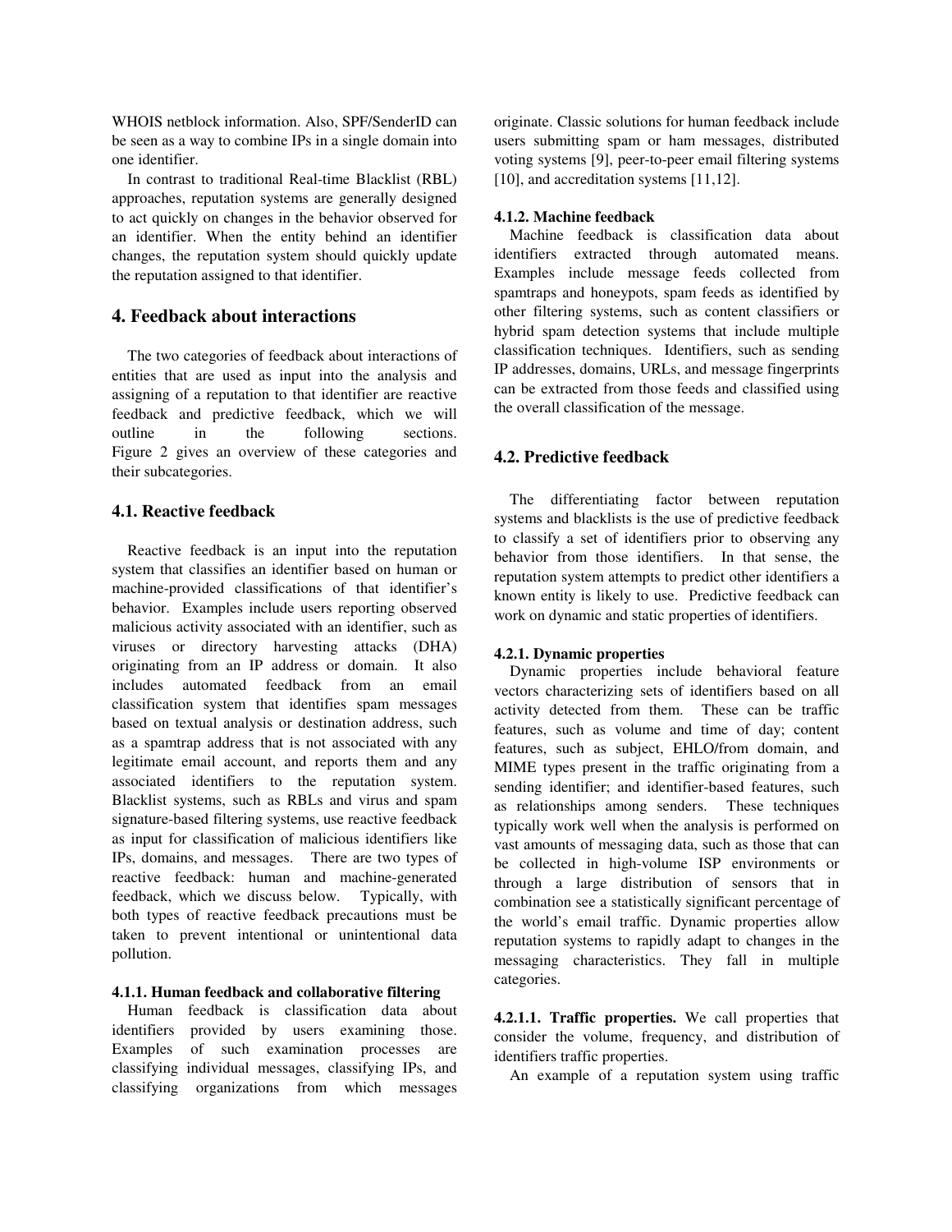WHOIS netblock information. Also, SPF/SenderID can be seen as a way to combine IPs in a single domain into one identifier.

In contrast to traditional Real-time Blacklist (RBL) approaches, reputation systems are generally designed to act quickly on changes in the behavior observed for an identifier. When the entity behind an identifier changes, the reputation system should quickly update the reputation assigned to that identifier.

## 4. Feedback about interactions

The two categories of feedback about interactions of entities that are used as input into the analysis and assigning of a reputation to that identifier are reactive feedback and predictive feedback, which we will outline in the following sections. Figure 2 gives an overview of these categories and their subcategories.

### 4.1. Reactive feedback

Reactive feedback is an input into the reputation system that classifies an identifier based on human or machine-provided classifications of that identifier's behavior. Examples include users reporting observed malicious activity associated with an identifier, such as viruses or directory harvesting attacks (DHA) originating from an IP address or domain. It also includes automated feedback from an email classification system that identifies spam messages based on textual analysis or destination address, such as a spamtrap address that is not associated with any legitimate email account, and reports them and any associated identifiers to the reputation system. Blacklist systems, such as RBLs and virus and spam signature-based filtering systems, use reactive feedback as input for classification of malicious identifiers like IPs, domains, and messages. There are two types of reactive feedback: human and machine-generated feedback, which we discuss below. Typically, with both types of reactive feedback precautions must be taken to prevent intentional or unintentional data pollution.

#### 4.1.1. Human feedback and collaborative filtering

Human feedback is classification data about identifiers provided by users examining those. Examples of such examination processes are classifying individual messages, classifying IPs, and classifying organizations from which messages originate. Classic solutions for human feedback include users submitting spam or ham messages, distributed voting systems [9], peer-to-peer email filtering systems [10], and accreditation systems [11,12].

#### 4.1.2. Machine feedback

Machine feedback is classification data about identifiers extracted through automated means. Examples include message feeds collected from spamtraps and honeypots, spam feeds as identified by other filtering systems, such as content classifiers or hybrid spam detection systems that include multiple classification techniques. Identifiers, such as sending IP addresses, domains, URLs, and message fingerprints can be extracted from those feeds and classified using the overall classification of the message.

### 4.2. Predictive feedback

The differentiating factor between reputation systems and blacklists is the use of predictive feedback to classify a set of identifiers prior to observing any behavior from those identifiers. In that sense, the reputation system attempts to predict other identifiers a known entity is likely to use. Predictive feedback can work on dynamic and static properties of identifiers.

#### 4.2.1. Dynamic properties

Dynamic properties include behavioral feature vectors characterizing sets of identifiers based on all activity detected from them. These can be traffic features, such as volume and time of day; content features, such as subject, EHLO/from domain, and MIME types present in the traffic originating from a sending identifier; and identifier-based features, such as relationships among senders. These techniques typically work well when the analysis is performed on vast amounts of messaging data, such as those that can be collected in high-volume ISP environments or through a large distribution of sensors that in combination see a statistically significant percentage of the world's email traffic. Dynamic properties allow reputation systems to rapidly adapt to changes in the messaging characteristics. They fall in multiple categories.

**4.2.1.1. Traffic properties.** We call properties that consider the volume, frequency, and distribution of identifiers traffic properties.

An example of a reputation system using traffic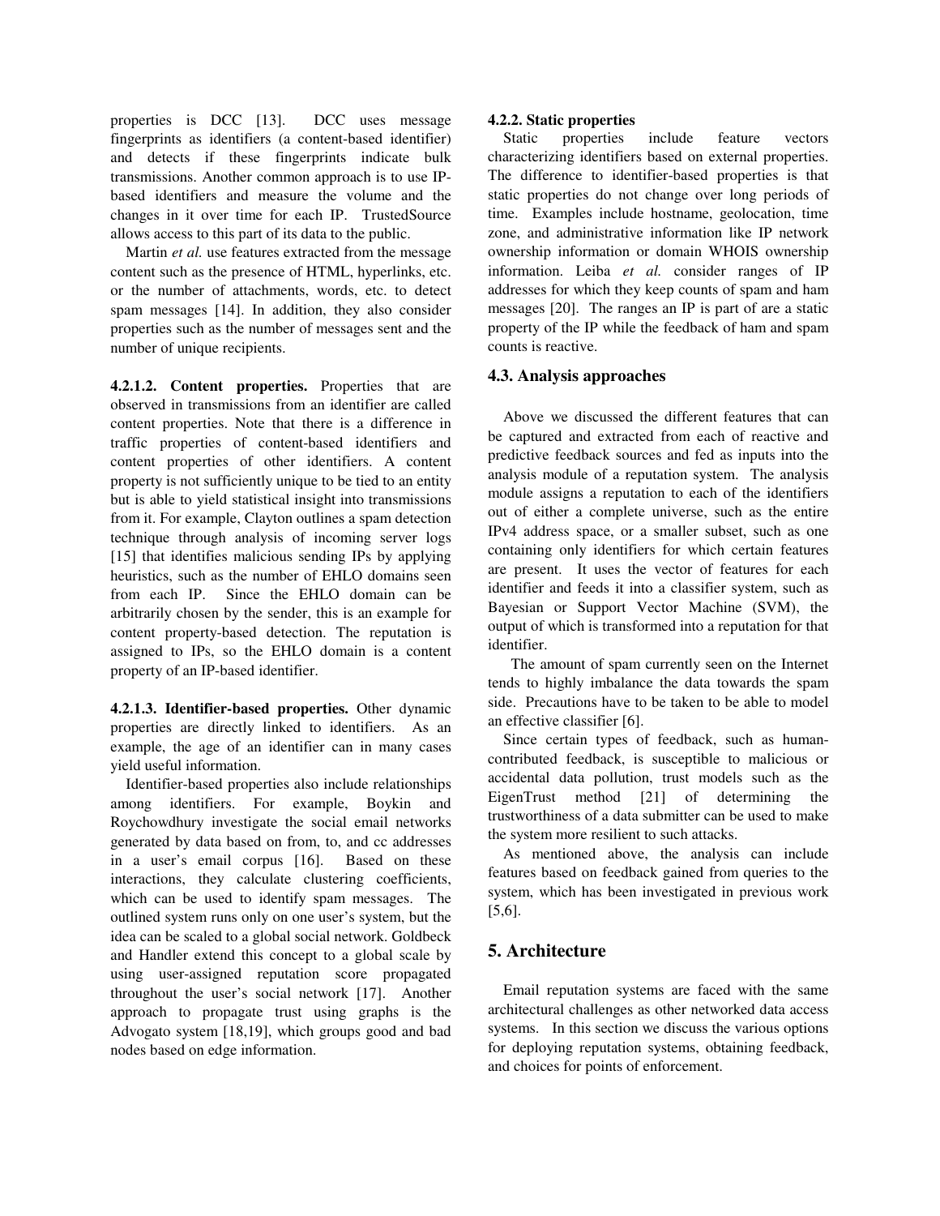properties is DCC [13]. DCC uses message fingerprints as identifiers (a content-based identifier) and detects if these fingerprints indicate bulk transmissions. Another common approach is to use IP-based identifiers and measure the volume and the changes in it over time for each IP. TrustedSource allows access to this part of its data to the public.

Martin *et al.* use features extracted from the message content such as the presence of HTML, hyperlinks, etc. or the number of attachments, words, etc. to detect spam messages [14]. In addition, they also consider properties such as the number of messages sent and the number of unique recipients.

**4.2.1.2. Content properties.** Properties that are observed in transmissions from an identifier are called content properties. Note that there is a difference in traffic properties of content-based identifiers and content properties of other identifiers. A content property is not sufficiently unique to be tied to an entity but is able to yield statistical insight into transmissions from it. For example, Clayton outlines a spam detection technique through analysis of incoming server logs [15] that identifies malicious sending IPs by applying heuristics, such as the number of EHLO domains seen from each IP. Since the EHLO domain can be arbitrarily chosen by the sender, this is an example for content property-based detection. The reputation is assigned to IPs, so the EHLO domain is a content property of an IP-based identifier.

**4.2.1.3. Identifier-based properties.** Other dynamic properties are directly linked to identifiers. As an example, the age of an identifier can in many cases yield useful information.

Identifier-based properties also include relationships among identifiers. For example, Boykin and Roychowdhury investigate the social email networks generated by data based on from, to, and cc addresses in a user's email corpus [16]. Based on these interactions, they calculate clustering coefficients, which can be used to identify spam messages. The outlined system runs only on one user's system, but the idea can be scaled to a global social network. Goldbeck and Handler extend this concept to a global scale by using user-assigned reputation score propagated throughout the user's social network [17]. Another approach to propagate trust using graphs is the Advogato system [18,19], which groups good and bad nodes based on edge information.

**4.2.2. Static properties**

Static properties include feature vectors characterizing identifiers based on external properties. The difference to identifier-based properties is that static properties do not change over long periods of time. Examples include hostname, geolocation, time zone, and administrative information like IP network ownership information or domain WHOIS ownership information. Leiba *et al.* consider ranges of IP addresses for which they keep counts of spam and ham messages [20]. The ranges an IP is part of are a static property of the IP while the feedback of ham and spam counts is reactive.

### 4.3. Analysis approaches

Above we discussed the different features that can be captured and extracted from each of reactive and predictive feedback sources and fed as inputs into the analysis module of a reputation system. The analysis module assigns a reputation to each of the identifiers out of either a complete universe, such as the entire IPv4 address space, or a smaller subset, such as one containing only identifiers for which certain features are present. It uses the vector of features for each identifier and feeds it into a classifier system, such as Bayesian or Support Vector Machine (SVM), the output of which is transformed into a reputation for that identifier.

The amount of spam currently seen on the Internet tends to highly imbalance the data towards the spam side. Precautions have to be taken to be able to model an effective classifier [6].

Since certain types of feedback, such as human-contributed feedback, is susceptible to malicious or accidental data pollution, trust models such as the EigenTrust method [21] of determining the trustworthiness of a data submitter can be used to make the system more resilient to such attacks.

As mentioned above, the analysis can include features based on feedback gained from queries to the system, which has been investigated in previous work [5,6].

## 5. Architecture

Email reputation systems are faced with the same architectural challenges as other networked data access systems. In this section we discuss the various options for deploying reputation systems, obtaining feedback, and choices for points of enforcement.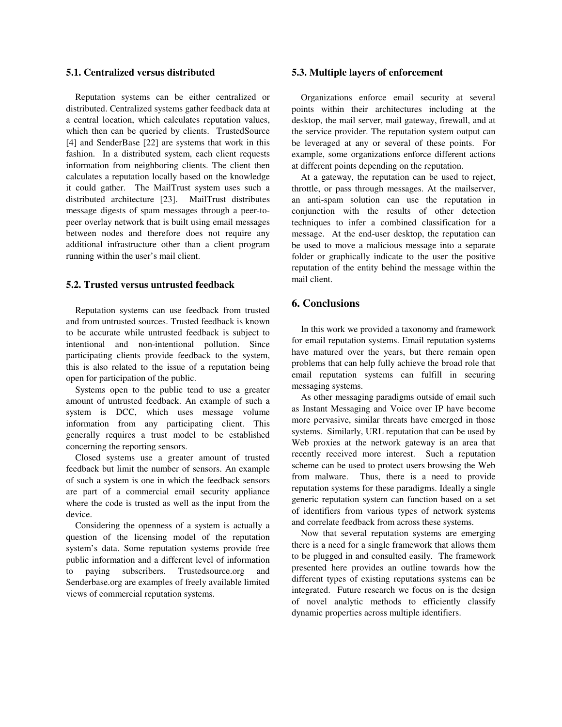### 5.1. Centralized versus distributed

Reputation systems can be either centralized or distributed. Centralized systems gather feedback data at a central location, which calculates reputation values, which then can be queried by clients. TrustedSource [4] and SenderBase [22] are systems that work in this fashion. In a distributed system, each client requests information from neighboring clients. The client then calculates a reputation locally based on the knowledge it could gather. The MailTrust system uses such a distributed architecture [23]. MailTrust distributes message digests of spam messages through a peer-to-peer overlay network that is built using email messages between nodes and therefore does not require any additional infrastructure other than a client program running within the user's mail client.

### 5.2. Trusted versus untrusted feedback

Reputation systems can use feedback from trusted and from untrusted sources. Trusted feedback is known to be accurate while untrusted feedback is subject to intentional and non-intentional pollution. Since participating clients provide feedback to the system, this is also related to the issue of a reputation being open for participation of the public.

Systems open to the public tend to use a greater amount of untrusted feedback. An example of such a system is DCC, which uses message volume information from any participating client. This generally requires a trust model to be established concerning the reporting sensors.

Closed systems use a greater amount of trusted feedback but limit the number of sensors. An example of such a system is one in which the feedback sensors are part of a commercial email security appliance where the code is trusted as well as the input from the device.

Considering the openness of a system is actually a question of the licensing model of the reputation system's data. Some reputation systems provide free public information and a different level of information to paying subscribers. Trustedsource.org and Senderbase.org are examples of freely available limited views of commercial reputation systems.

### 5.3. Multiple layers of enforcement

Organizations enforce email security at several points within their architectures including at the desktop, the mail server, mail gateway, firewall, and at the service provider. The reputation system output can be leveraged at any or several of these points. For example, some organizations enforce different actions at different points depending on the reputation.

At a gateway, the reputation can be used to reject, throttle, or pass through messages. At the mailserver, an anti-spam solution can use the reputation in conjunction with the results of other detection techniques to infer a combined classification for a message. At the end-user desktop, the reputation can be used to move a malicious message into a separate folder or graphically indicate to the user the positive reputation of the entity behind the message within the mail client.

## 6. Conclusions

In this work we provided a taxonomy and framework for email reputation systems. Email reputation systems have matured over the years, but there remain open problems that can help fully achieve the broad role that email reputation systems can fulfill in securing messaging systems.

As other messaging paradigms outside of email such as Instant Messaging and Voice over IP have become more pervasive, similar threats have emerged in those systems. Similarly, URL reputation that can be used by Web proxies at the network gateway is an area that recently received more interest. Such a reputation scheme can be used to protect users browsing the Web from malware. Thus, there is a need to provide reputation systems for these paradigms. Ideally a single generic reputation system can function based on a set of identifiers from various types of network systems and correlate feedback from across these systems.

Now that several reputation systems are emerging there is a need for a single framework that allows them to be plugged in and consulted easily. The framework presented here provides an outline towards how the different types of existing reputations systems can be integrated. Future research we focus on is the design of novel analytic methods to efficiently classify dynamic properties across multiple identifiers.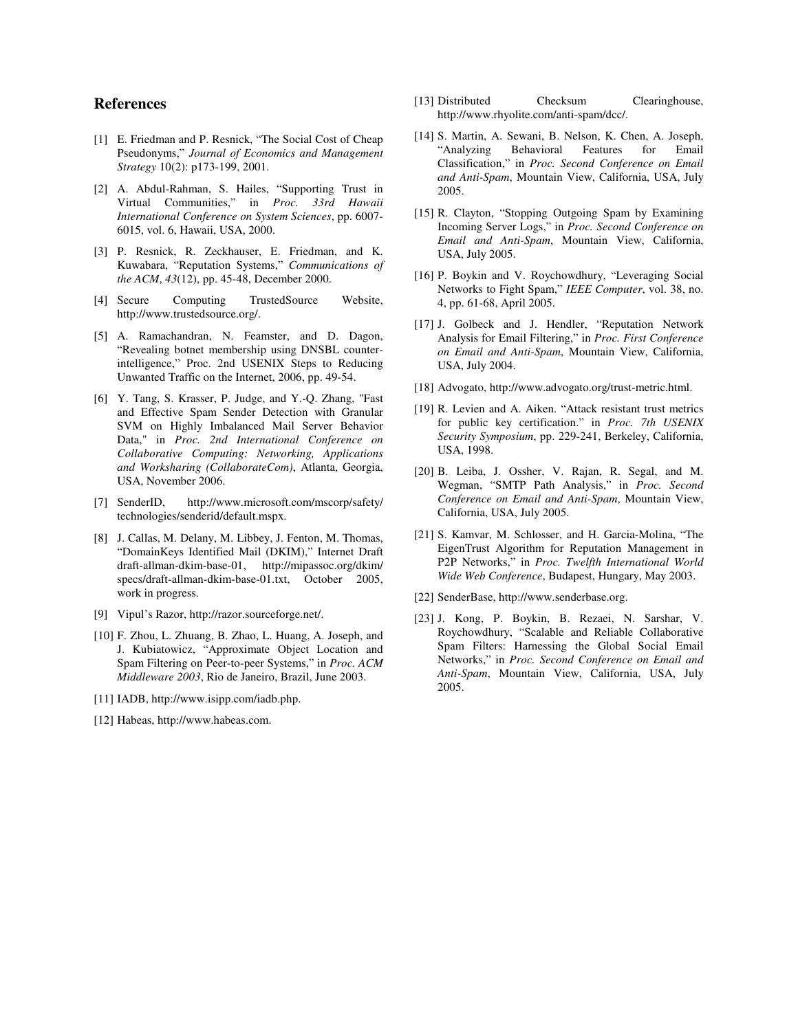## References

[1] E. Friedman and P. Resnick, "The Social Cost of Cheap Pseudonyms," *Journal of Economics and Management Strategy* 10(2): p173-199, 2001.

[2] A. Abdul-Rahman, S. Hailes, "Supporting Trust in Virtual Communities," in *Proc. 33rd Hawaii International Conference on System Sciences*, pp. 6007-6015, vol. 6, Hawaii, USA, 2000.

[3] P. Resnick, R. Zeckhauser, E. Friedman, and K. Kuwabara, "Reputation Systems," *Communications of the ACM*, *43*(12), pp. 45-48, December 2000.

[4] Secure Computing TrustedSource Website, http://www.trustedsource.org/.

[5] A. Ramachandran, N. Feamster, and D. Dagon, "Revealing botnet membership using DNSBL counter-intelligence," Proc. 2nd USENIX Steps to Reducing Unwanted Traffic on the Internet, 2006, pp. 49-54.

[6] Y. Tang, S. Krasser, P. Judge, and Y.-Q. Zhang, "Fast and Effective Spam Sender Detection with Granular SVM on Highly Imbalanced Mail Server Behavior Data," in *Proc. 2nd International Conference on Collaborative Computing: Networking, Applications and Worksharing (CollaborateCom)*, Atlanta, Georgia, USA, November 2006.

[7] SenderID, http://www.microsoft.com/mscorp/safety/technologies/senderid/default.mspx.

[8] J. Callas, M. Delany, M. Libbey, J. Fenton, M. Thomas, "DomainKeys Identified Mail (DKIM)," Internet Draft draft-allman-dkim-base-01, http://mipassoc.org/dkim/specs/draft-allman-dkim-base-01.txt, October 2005, work in progress.

[9] Vipul's Razor, http://razor.sourceforge.net/.

[10] F. Zhou, L. Zhuang, B. Zhao, L. Huang, A. Joseph, and J. Kubiatowicz, "Approximate Object Location and Spam Filtering on Peer-to-peer Systems," in *Proc. ACM Middleware 2003*, Rio de Janeiro, Brazil, June 2003.

[11] IADB, http://www.isipp.com/iadb.php.

[12] Habeas, http://www.habeas.com.

[13] Distributed Checksum Clearinghouse, http://www.rhyolite.com/anti-spam/dcc/.

[14] S. Martin, A. Sewani, B. Nelson, K. Chen, A. Joseph, "Analyzing Behavioral Features for Email Classification," in *Proc. Second Conference on Email and Anti-Spam*, Mountain View, California, USA, July 2005.

[15] R. Clayton, "Stopping Outgoing Spam by Examining Incoming Server Logs," in *Proc. Second Conference on Email and Anti-Spam*, Mountain View, California, USA, July 2005.

[16] P. Boykin and V. Roychowdhury, "Leveraging Social Networks to Fight Spam," *IEEE Computer*, vol. 38, no. 4, pp. 61-68, April 2005.

[17] J. Golbeck and J. Hendler, "Reputation Network Analysis for Email Filtering," in *Proc. First Conference on Email and Anti-Spam*, Mountain View, California, USA, July 2004.

[18] Advogato, http://www.advogato.org/trust-metric.html.

[19] R. Levien and A. Aiken. "Attack resistant trust metrics for public key certification." in *Proc. 7th USENIX Security Symposium*, pp. 229-241, Berkeley, California, USA, 1998.

[20] B. Leiba, J. Ossher, V. Rajan, R. Segal, and M. Wegman, "SMTP Path Analysis," in *Proc. Second Conference on Email and Anti-Spam*, Mountain View, California, USA, July 2005.

[21] S. Kamvar, M. Schlosser, and H. Garcia-Molina, "The EigenTrust Algorithm for Reputation Management in P2P Networks," in *Proc. Twelfth International World Wide Web Conference*, Budapest, Hungary, May 2003.

[22] SenderBase, http://www.senderbase.org.

[23] J. Kong, P. Boykin, B. Rezaei, N. Sarshar, V. Roychowdhury, "Scalable and Reliable Collaborative Spam Filters: Harnessing the Global Social Email Networks," in *Proc. Second Conference on Email and Anti-Spam*, Mountain View, California, USA, July 2005.